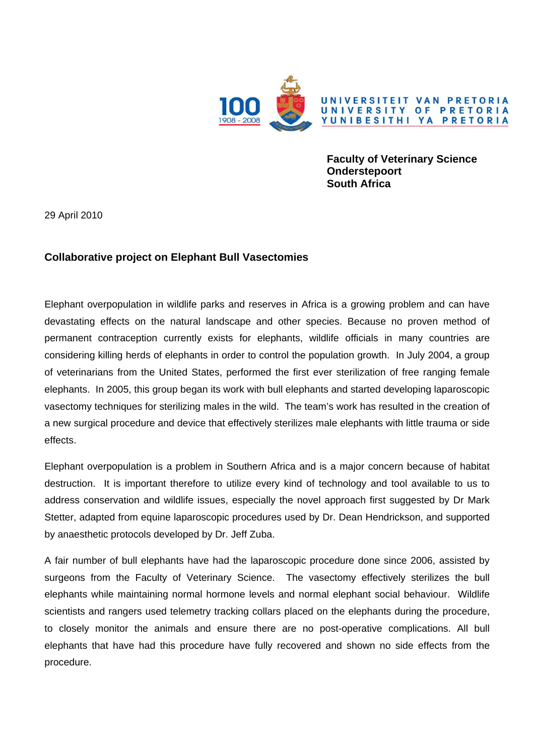UNIVERSITEIT VAN PRETORIA
UNIVERSITY OF PRETORIA
YUNIBESITHI YA PRETORIA

100
1908 - 2008

**Faculty of Veterinary Science**
**Onderstepoort**
**South Africa**

29 April 2010

**Collaborative project on Elephant Bull Vasectomies**

Elephant overpopulation in wildlife parks and reserves in Africa is a growing problem and can have devastating effects on the natural landscape and other species. Because no proven method of permanent contraception currently exists for elephants, wildlife officials in many countries are considering killing herds of elephants in order to control the population growth. In July 2004, a group of veterinarians from the United States, performed the first ever sterilization of free ranging female elephants. In 2005, this group began its work with bull elephants and started developing laparoscopic vasectomy techniques for sterilizing males in the wild. The team's work has resulted in the creation of a new surgical procedure and device that effectively sterilizes male elephants with little trauma or side effects.

Elephant overpopulation is a problem in Southern Africa and is a major concern because of habitat destruction. It is important therefore to utilize every kind of technology and tool available to us to address conservation and wildlife issues, especially the novel approach first suggested by Dr Mark Stetter, adapted from equine laparoscopic procedures used by Dr. Dean Hendrickson, and supported by anaesthetic protocols developed by Dr. Jeff Zuba.

A fair number of bull elephants have had the laparoscopic procedure done since 2006, assisted by surgeons from the Faculty of Veterinary Science. The vasectomy effectively sterilizes the bull elephants while maintaining normal hormone levels and normal elephant social behaviour. Wildlife scientists and rangers used telemetry tracking collars placed on the elephants during the procedure, to closely monitor the animals and ensure there are no post-operative complications. All bull elephants that have had this procedure have fully recovered and shown no side effects from the procedure.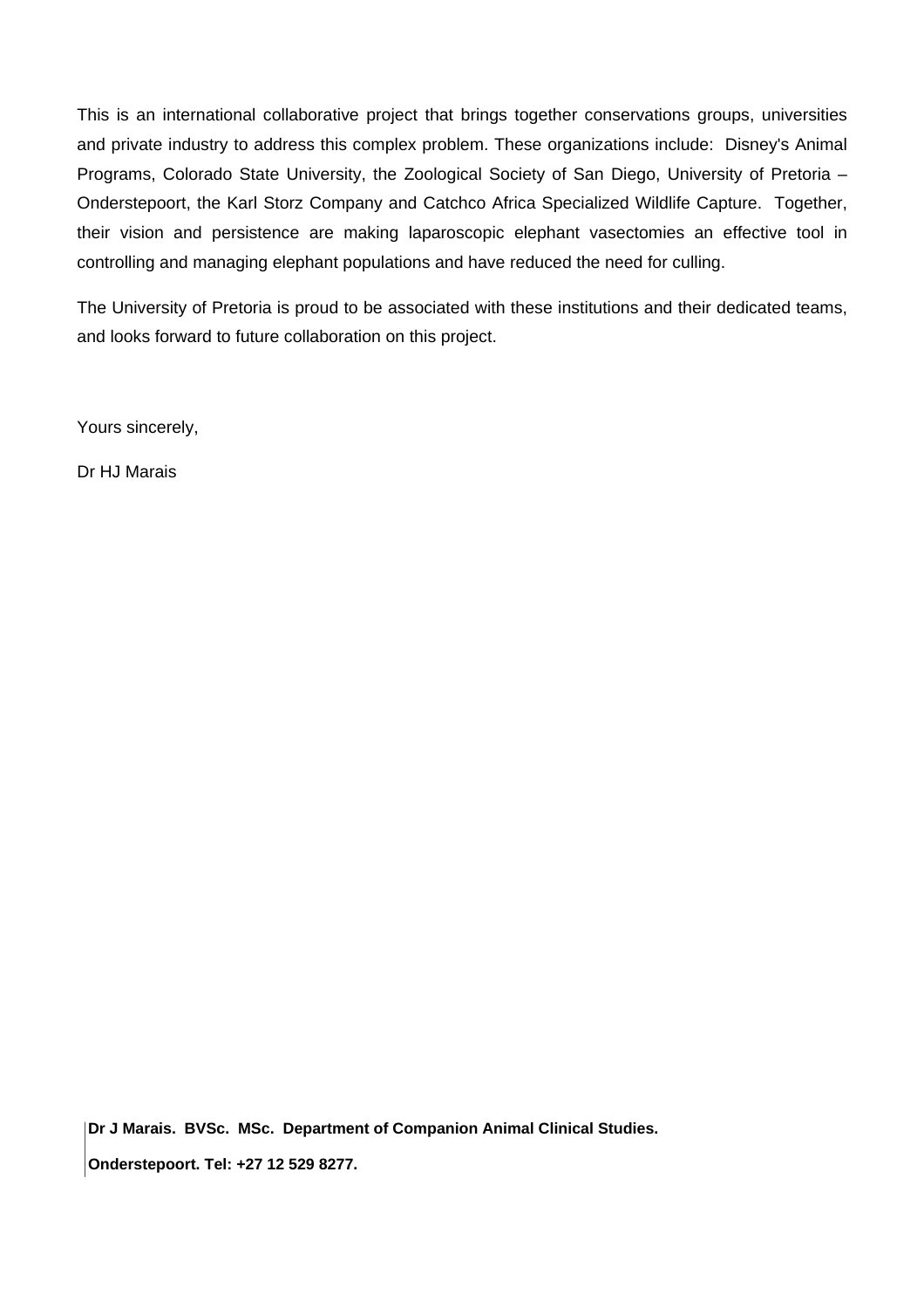This is an international collaborative project that brings together conservations groups, universities and private industry to address this complex problem. These organizations include: Disney's Animal Programs, Colorado State University, the Zoological Society of San Diego, University of Pretoria – Onderstepoort, the Karl Storz Company and Catchco Africa Specialized Wildlife Capture. Together, their vision and persistence are making laparoscopic elephant vasectomies an effective tool in controlling and managing elephant populations and have reduced the need for culling.

The University of Pretoria is proud to be associated with these institutions and their dedicated teams, and looks forward to future collaboration on this project.

Yours sincerely,

Dr HJ Marais

**Dr J Marais. BVSc. MSc. Department of Companion Animal Clinical Studies.**

**Onderstepoort. Tel: +27 12 529 8277.**